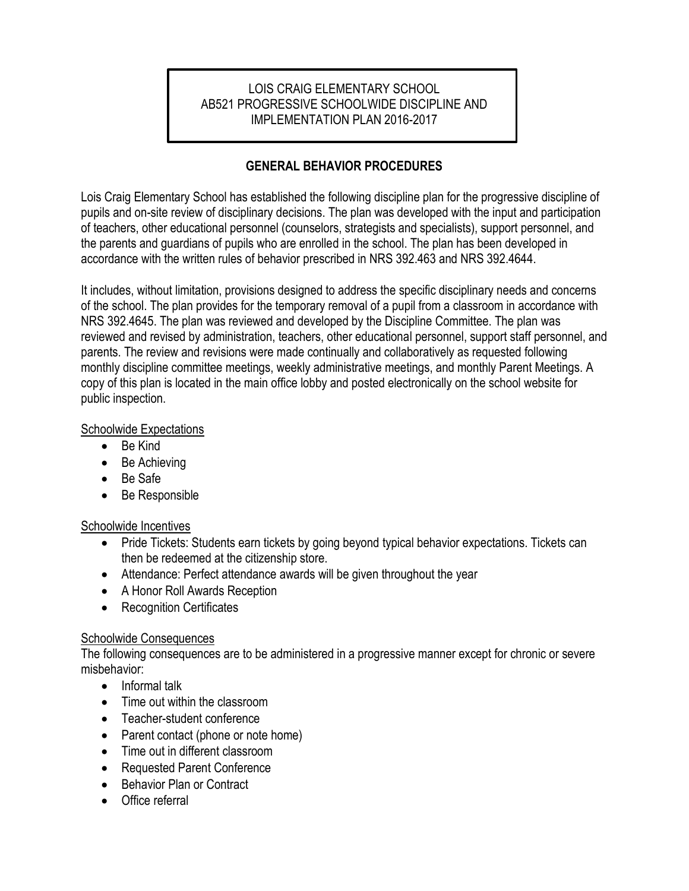# LOIS CRAIG ELEMENTARY SCHOOL
# AB521 PROGRESSIVE SCHOOLWIDE DISCIPLINE AND IMPLEMENTATION PLAN 2016-2017

## GENERAL BEHAVIOR PROCEDURES

Lois Craig Elementary School has established the following discipline plan for the progressive discipline of pupils and on-site review of disciplinary decisions. The plan was developed with the input and participation of teachers, other educational personnel (counselors, strategists and specialists), support personnel, and the parents and guardians of pupils who are enrolled in the school. The plan has been developed in accordance with the written rules of behavior prescribed in NRS 392.463 and NRS 392.4644.

It includes, without limitation, provisions designed to address the specific disciplinary needs and concerns of the school. The plan provides for the temporary removal of a pupil from a classroom in accordance with NRS 392.4645. The plan was reviewed and developed by the Discipline Committee. The plan was reviewed and revised by administration, teachers, other educational personnel, support staff personnel, and parents. The review and revisions were made continually and collaboratively as requested following monthly discipline committee meetings, weekly administrative meetings, and monthly Parent Meetings. A copy of this plan is located in the main office lobby and posted electronically on the school website for public inspection.

<u>Schoolwide Expectations</u>

- Be Kind
- Be Achieving
- Be Safe
- Be Responsible

<u>Schoolwide Incentives</u>

- Pride Tickets: Students earn tickets by going beyond typical behavior expectations. Tickets can then be redeemed at the citizenship store.
- Attendance: Perfect attendance awards will be given throughout the year
- A Honor Roll Awards Reception
- Recognition Certificates

<u>Schoolwide Consequences</u>

The following consequences are to be administered in a progressive manner except for chronic or severe misbehavior:

- Informal talk
- Time out within the classroom
- Teacher-student conference
- Parent contact (phone or note home)
- Time out in different classroom
- Requested Parent Conference
- Behavior Plan or Contract
- Office referral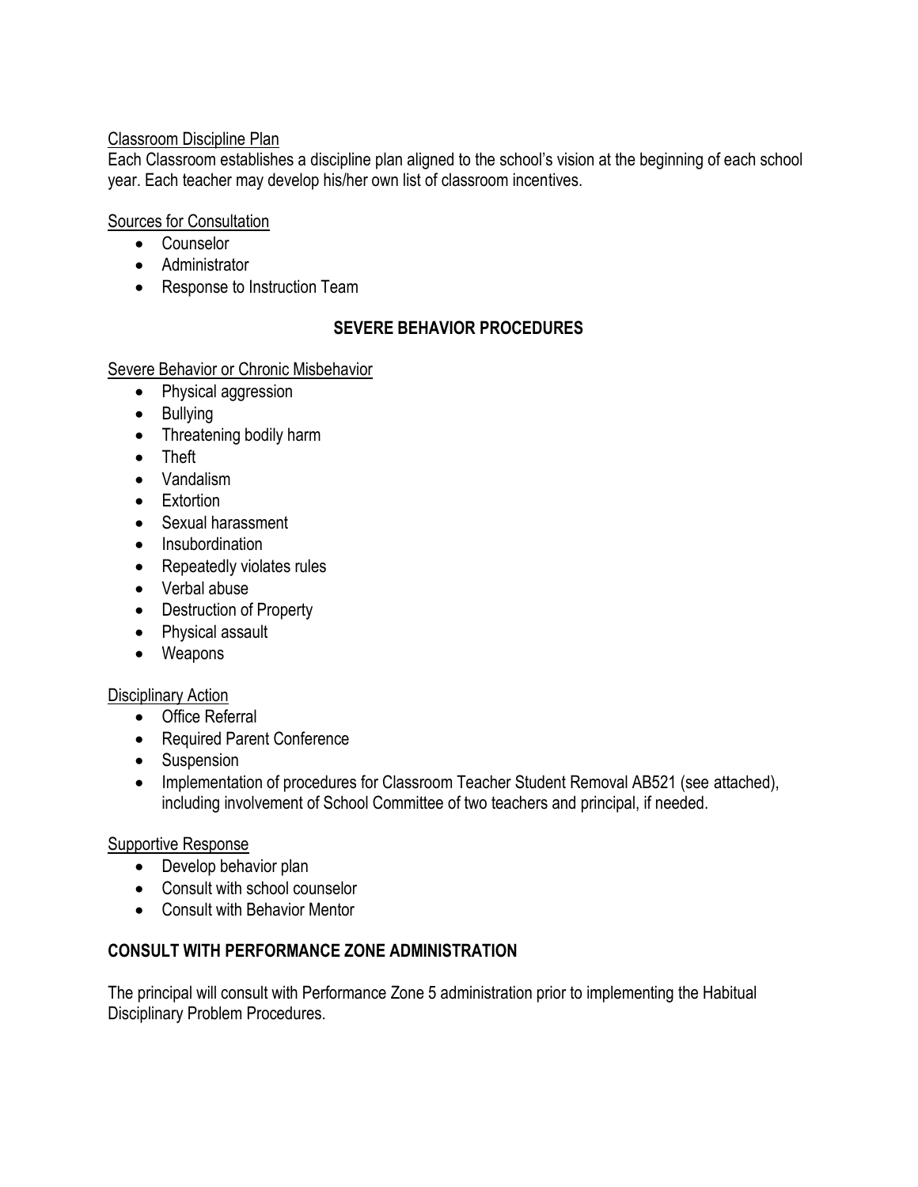Classroom Discipline Plan

Each Classroom establishes a discipline plan aligned to the school's vision at the beginning of each school year. Each teacher may develop his/her own list of classroom incentives.

Sources for Consultation

- Counselor
- Administrator
- Response to Instruction Team

## SEVERE BEHAVIOR PROCEDURES

Severe Behavior or Chronic Misbehavior

- Physical aggression
- Bullying
- Threatening bodily harm
- Theft
- Vandalism
- Extortion
- Sexual harassment
- Insubordination
- Repeatedly violates rules
- Verbal abuse
- Destruction of Property
- Physical assault
- Weapons

Disciplinary Action

- Office Referral
- Required Parent Conference
- Suspension
- Implementation of procedures for Classroom Teacher Student Removal AB521 (see attached), including involvement of School Committee of two teachers and principal, if needed.

Supportive Response

- Develop behavior plan
- Consult with school counselor
- Consult with Behavior Mentor

## CONSULT WITH PERFORMANCE ZONE ADMINISTRATION

The principal will consult with Performance Zone 5 administration prior to implementing the Habitual Disciplinary Problem Procedures.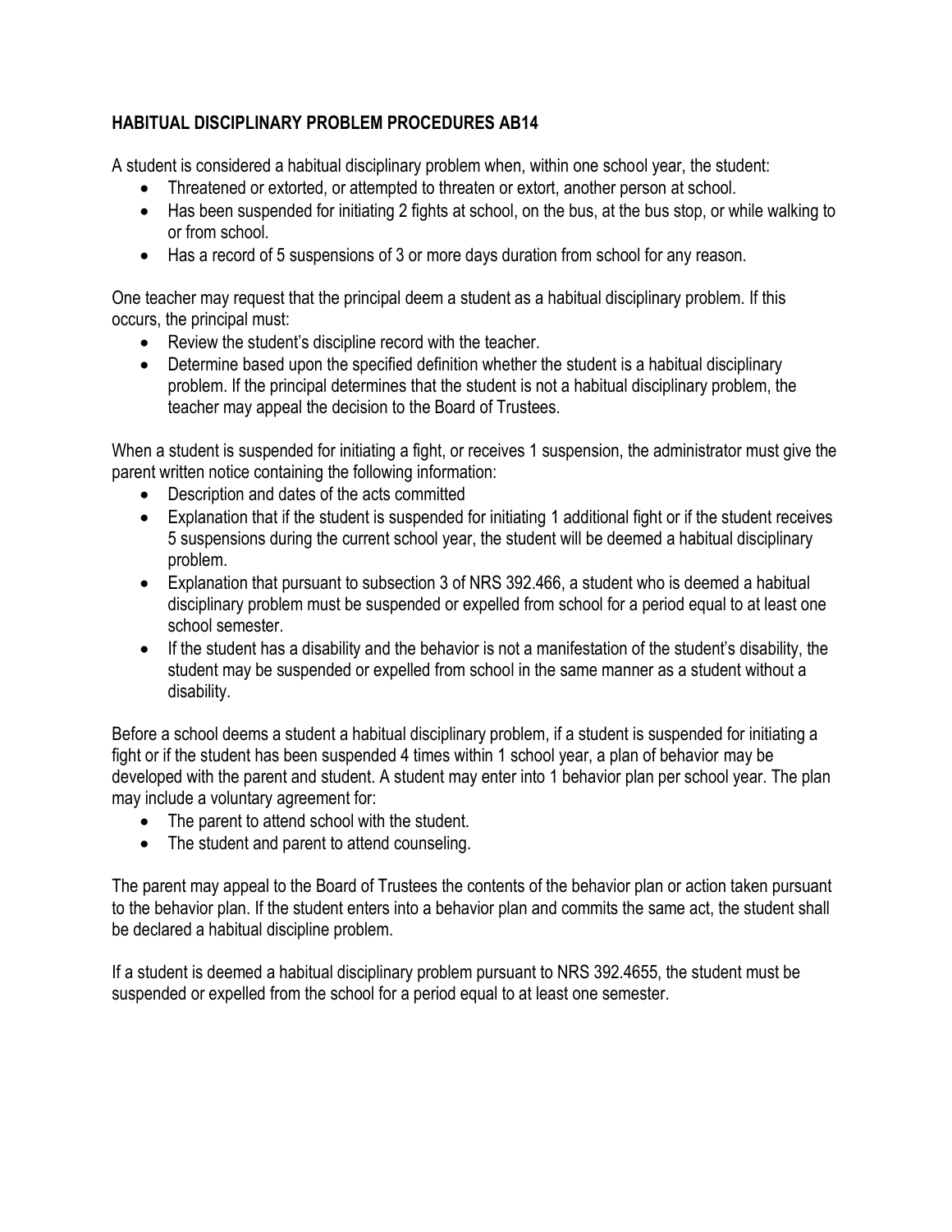## HABITUAL DISCIPLINARY PROBLEM PROCEDURES AB14

A student is considered a habitual disciplinary problem when, within one school year, the student:

- Threatened or extorted, or attempted to threaten or extort, another person at school.
- Has been suspended for initiating 2 fights at school, on the bus, at the bus stop, or while walking to or from school.
- Has a record of 5 suspensions of 3 or more days duration from school for any reason.

One teacher may request that the principal deem a student as a habitual disciplinary problem. If this occurs, the principal must:

- Review the student's discipline record with the teacher.
- Determine based upon the specified definition whether the student is a habitual disciplinary problem. If the principal determines that the student is not a habitual disciplinary problem, the teacher may appeal the decision to the Board of Trustees.

When a student is suspended for initiating a fight, or receives 1 suspension, the administrator must give the parent written notice containing the following information:

- Description and dates of the acts committed
- Explanation that if the student is suspended for initiating 1 additional fight or if the student receives 5 suspensions during the current school year, the student will be deemed a habitual disciplinary problem.
- Explanation that pursuant to subsection 3 of NRS 392.466, a student who is deemed a habitual disciplinary problem must be suspended or expelled from school for a period equal to at least one school semester.
- If the student has a disability and the behavior is not a manifestation of the student's disability, the student may be suspended or expelled from school in the same manner as a student without a disability.

Before a school deems a student a habitual disciplinary problem, if a student is suspended for initiating a fight or if the student has been suspended 4 times within 1 school year, a plan of behavior may be developed with the parent and student. A student may enter into 1 behavior plan per school year. The plan may include a voluntary agreement for:

- The parent to attend school with the student.
- The student and parent to attend counseling.

The parent may appeal to the Board of Trustees the contents of the behavior plan or action taken pursuant to the behavior plan. If the student enters into a behavior plan and commits the same act, the student shall be declared a habitual discipline problem.

If a student is deemed a habitual disciplinary problem pursuant to NRS 392.4655, the student must be suspended or expelled from the school for a period equal to at least one semester.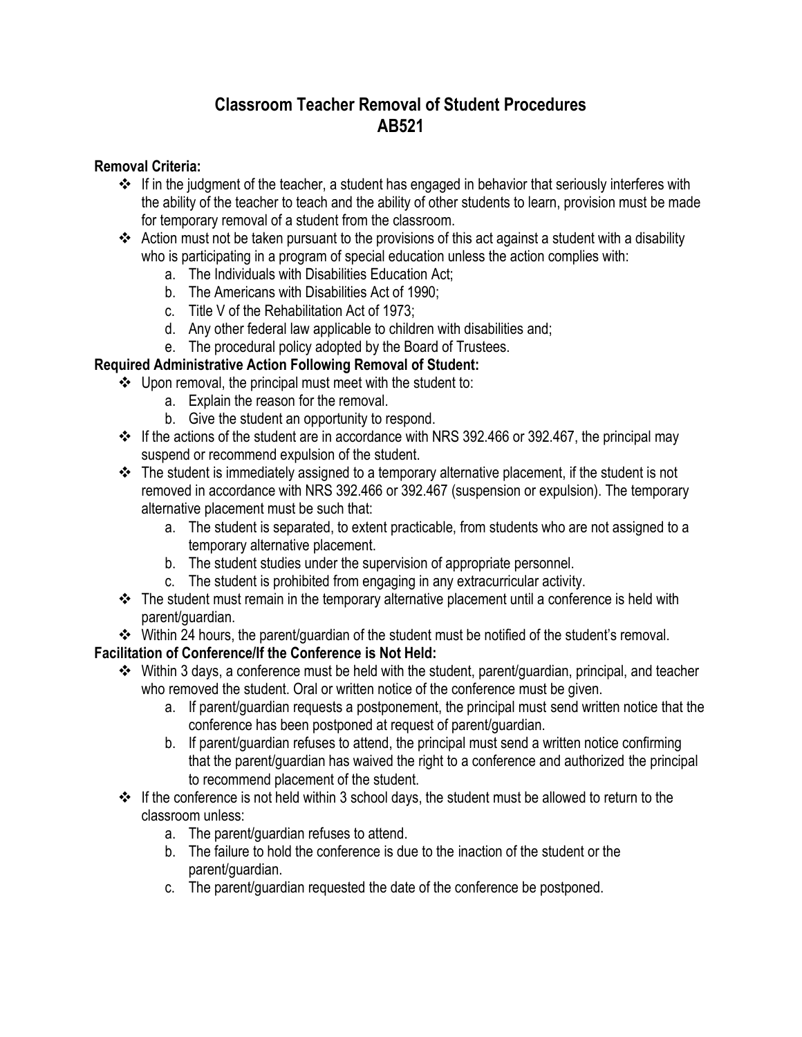# Classroom Teacher Removal of Student Procedures
# AB521

**Removal Criteria:**

- If in the judgment of the teacher, a student has engaged in behavior that seriously interferes with the ability of the teacher to teach and the ability of other students to learn, provision must be made for temporary removal of a student from the classroom.
- Action must not be taken pursuant to the provisions of this act against a student with a disability who is participating in a program of special education unless the action complies with:
  a. The Individuals with Disabilities Education Act;
  b. The Americans with Disabilities Act of 1990;
  c. Title V of the Rehabilitation Act of 1973;
  d. Any other federal law applicable to children with disabilities and;
  e. The procedural policy adopted by the Board of Trustees.

**Required Administrative Action Following Removal of Student:**

- Upon removal, the principal must meet with the student to:
  a. Explain the reason for the removal.
  b. Give the student an opportunity to respond.
- If the actions of the student are in accordance with NRS 392.466 or 392.467, the principal may suspend or recommend expulsion of the student.
- The student is immediately assigned to a temporary alternative placement, if the student is not removed in accordance with NRS 392.466 or 392.467 (suspension or expulsion). The temporary alternative placement must be such that:
  a. The student is separated, to extent practicable, from students who are not assigned to a temporary alternative placement.
  b. The student studies under the supervision of appropriate personnel.
  c. The student is prohibited from engaging in any extracurricular activity.
- The student must remain in the temporary alternative placement until a conference is held with parent/guardian.
- Within 24 hours, the parent/guardian of the student must be notified of the student's removal.

**Facilitation of Conference/If the Conference is Not Held:**

- Within 3 days, a conference must be held with the student, parent/guardian, principal, and teacher who removed the student. Oral or written notice of the conference must be given.
  a. If parent/guardian requests a postponement, the principal must send written notice that the conference has been postponed at request of parent/guardian.
  b. If parent/guardian refuses to attend, the principal must send a written notice confirming that the parent/guardian has waived the right to a conference and authorized the principal to recommend placement of the student.
- If the conference is not held within 3 school days, the student must be allowed to return to the classroom unless:
  a. The parent/guardian refuses to attend.
  b. The failure to hold the conference is due to the inaction of the student or the parent/guardian.
  c. The parent/guardian requested the date of the conference be postponed.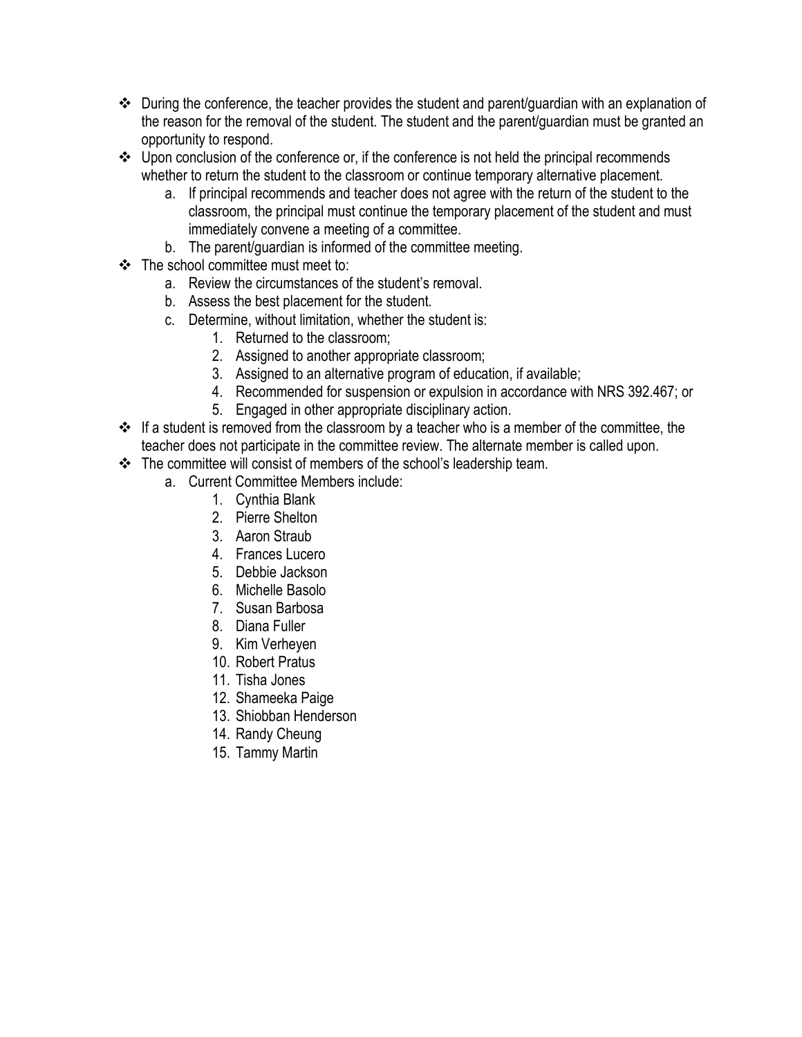- During the conference, the teacher provides the student and parent/guardian with an explanation of the reason for the removal of the student. The student and the parent/guardian must be granted an opportunity to respond.
- Upon conclusion of the conference or, if the conference is not held the principal recommends whether to return the student to the classroom or continue temporary alternative placement.
    a. If principal recommends and teacher does not agree with the return of the student to the classroom, the principal must continue the temporary placement of the student and must immediately convene a meeting of a committee.
    b. The parent/guardian is informed of the committee meeting.
- The school committee must meet to:
    a. Review the circumstances of the student's removal.
    b. Assess the best placement for the student.
    c. Determine, without limitation, whether the student is:
        1. Returned to the classroom;
        2. Assigned to another appropriate classroom;
        3. Assigned to an alternative program of education, if available;
        4. Recommended for suspension or expulsion in accordance with NRS 392.467; or
        5. Engaged in other appropriate disciplinary action.
- If a student is removed from the classroom by a teacher who is a member of the committee, the teacher does not participate in the committee review. The alternate member is called upon.
- The committee will consist of members of the school's leadership team.
    a. Current Committee Members include:
        1. Cynthia Blank
        2. Pierre Shelton
        3. Aaron Straub
        4. Frances Lucero
        5. Debbie Jackson
        6. Michelle Basolo
        7. Susan Barbosa
        8. Diana Fuller
        9. Kim Verheyen
        10. Robert Pratus
        11. Tisha Jones
        12. Shameeka Paige
        13. Shiobban Henderson
        14. Randy Cheung
        15. Tammy Martin